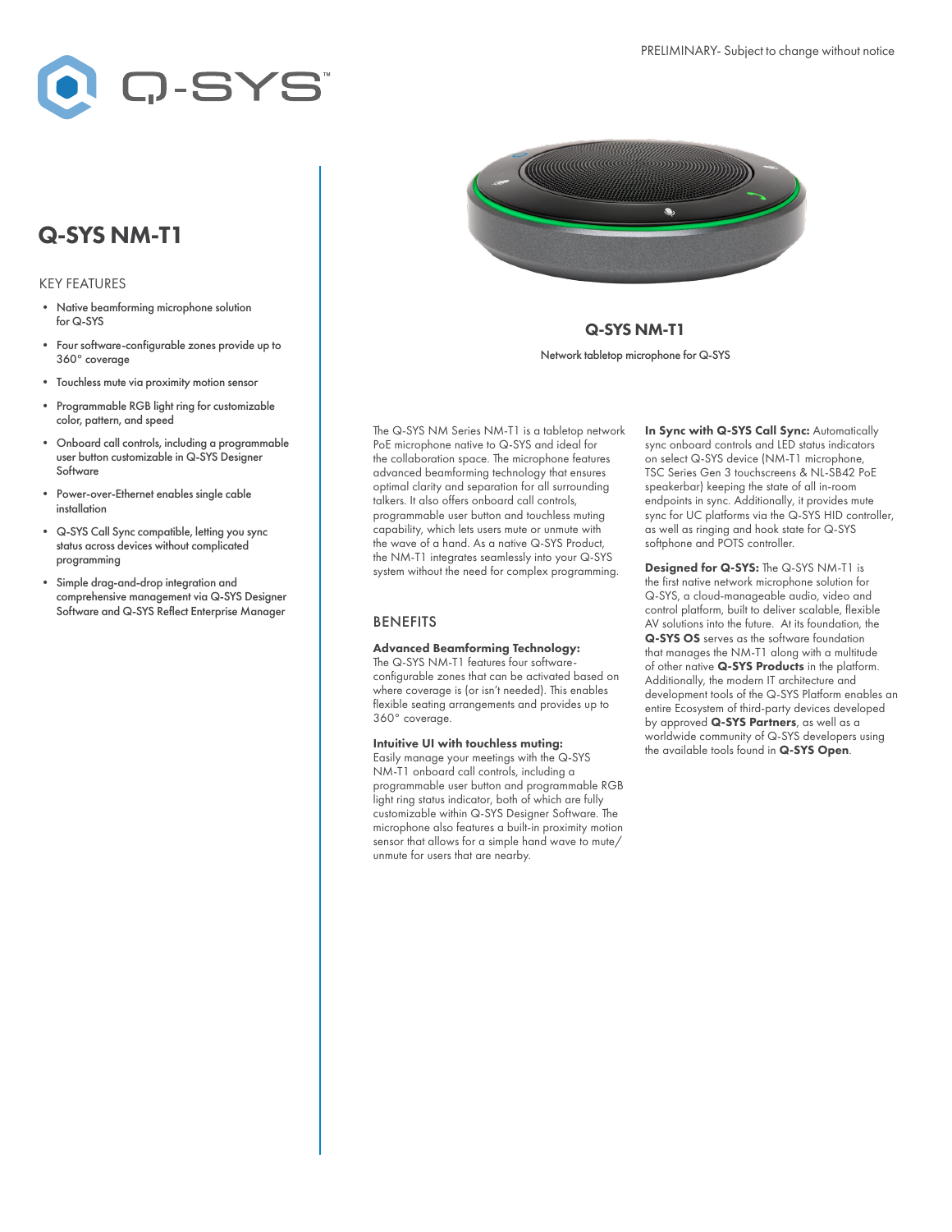PRELIMINARY- Subject to change without notice

# Q-SYS NM-T1

## KEY FEATURES

- Native beamforming microphone solution for Q-SYS
- Four software-configurable zones provide up to 360° coverage
- Touchless mute via proximity motion sensor
- Programmable RGB light ring for customizable color, pattern, and speed
- Onboard call controls, including a programmable user button customizable in Q-SYS Designer Software
- Power-over-Ethernet enables single cable installation
- Q-SYS Call Sync compatible, letting you sync status across devices without complicated programming
- Simple drag-and-drop integration and comprehensive management via Q-SYS Designer Software and Q-SYS Reflect Enterprise Manager

**Q-SYS NM-T1**

Network tabletop microphone for Q-SYS

The Q-SYS NM Series NM-T1 is a tabletop network PoE microphone native to Q-SYS and ideal for the collaboration space. The microphone features advanced beamforming technology that ensures optimal clarity and separation for all surrounding talkers. It also offers onboard call controls, programmable user button and touchless muting capability, which lets users mute or unmute with the wave of a hand. As a native Q-SYS Product, the NM-T1 integrates seamlessly into your Q-SYS system without the need for complex programming.

## BENEFITS

**Advanced Beamforming Technology:**
The Q-SYS NM-T1 features four software-configurable zones that can be activated based on where coverage is (or isn't needed). This enables flexible seating arrangements and provides up to 360° coverage.

**Intuitive UI with touchless muting:**
Easily manage your meetings with the Q-SYS NM-T1 onboard call controls, including a programmable user button and programmable RGB light ring status indicator, both of which are fully customizable within Q-SYS Designer Software. The microphone also features a built-in proximity motion sensor that allows for a simple hand wave to mute/unmute for users that are nearby.

**In Sync with Q-SYS Call Sync:** Automatically sync onboard controls and LED status indicators on select Q-SYS device (NM-T1 microphone, TSC Series Gen 3 touchscreens & NL-SB42 PoE speakerbar) keeping the state of all in-room endpoints in sync. Additionally, it provides mute sync for UC platforms via the Q-SYS HID controller, as well as ringing and hook state for Q-SYS softphone and POTS controller.

**Designed for Q-SYS:** The Q-SYS NM-T1 is the first native network microphone solution for Q-SYS, a cloud-manageable audio, video and control platform, built to deliver scalable, flexible AV solutions into the future. At its foundation, the **Q-SYS OS** serves as the software foundation that manages the NM-T1 along with a multitude of other native **Q-SYS Products** in the platform. Additionally, the modern IT architecture and development tools of the Q-SYS Platform enables an entire Ecosystem of third-party devices developed by approved **Q-SYS Partners**, as well as a worldwide community of Q-SYS developers using the available tools found in **Q-SYS Open**.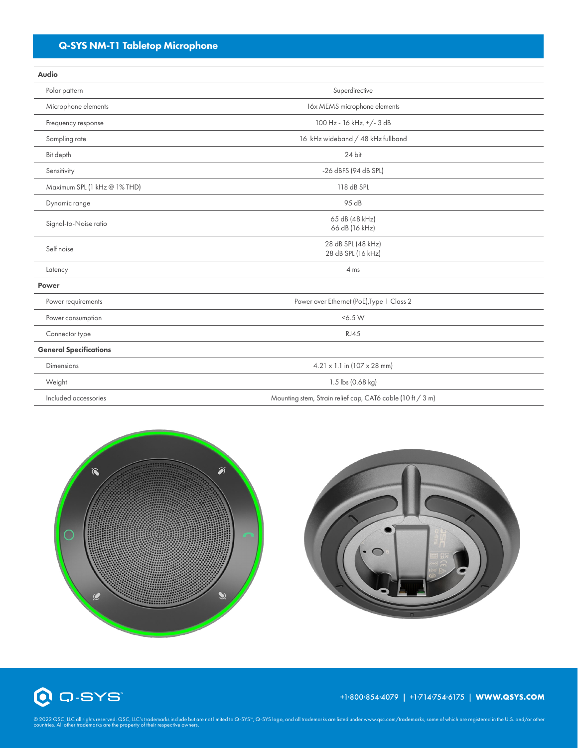# Q-SYS NM-T1 Tabletop Microphone

| | |
|---|---|
| **Audio** | |
| Polar pattern | Superdirective |
| Microphone elements | 16x MEMS microphone elements |
| Frequency response | 100 Hz - 16 kHz, +/- 3 dB |
| Sampling rate | 16 kHz wideband / 48 kHz fullband |
| Bit depth | 24 bit |
| Sensitivity | -26 dBFS (94 dB SPL) |
| Maximum SPL (1 kHz @ 1% THD) | 118 dB SPL |
| Dynamic range | 95 dB |
| Signal-to-Noise ratio | 65 dB (48 kHz)<br>66 dB (16 kHz) |
| Self noise | 28 dB SPL (48 kHz)<br>28 dB SPL (16 kHz) |
| Latency | 4 ms |
| **Power** | |
| Power requirements | Power over Ethernet (PoE),Type 1 Class 2 |
| Power consumption | <6.5 W |
| Connector type | RJ45 |
| **General Specifications** | |
| Dimensions | 4.21 x 1.1 in (107 x 28 mm) |
| Weight | 1.5 lbs (0.68 kg) |
| Included accessories | Mounting stem, Strain relief cap, CAT6 cable (10 ft / 3 m) |

Q-SYS

+1-800-854-4079 | +1-714-754-6175 | **WWW.QSYS.COM**

© 2022 QSC, LLC all rights reserved. QSC, LLC's trademarks include but are not limited to Q-SYS™, Q-SYS logo, and all trademarks are listed under www.qsc.com/trademarks, some of which are registered in the U.S. and/or other countries. All other trademarks are the property of their respective owners.